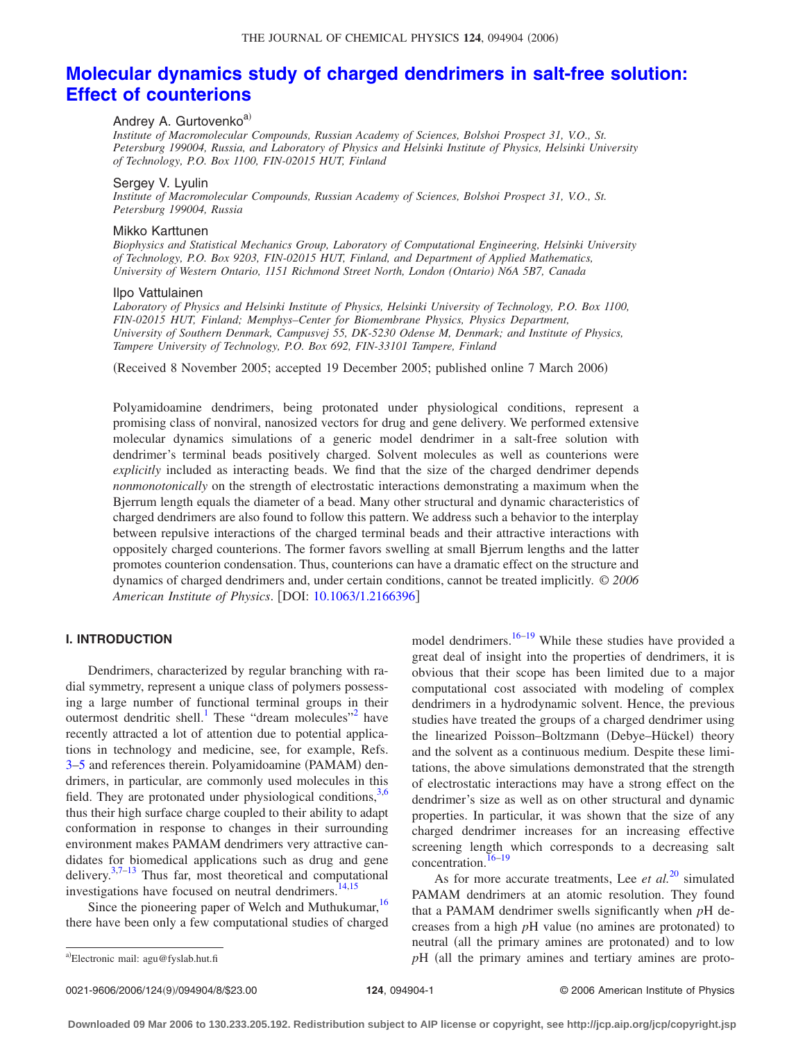# Molecular dynamics study of charged dendrimers in salt-free solution: Effect of counterions

Andrey A. Gurtovenko[a)]

*Institute of Macromolecular Compounds, Russian Academy of Sciences, Bolshoi Prospect 31, V.O., St. Petersburg 199004, Russia, and Laboratory of Physics and Helsinki Institute of Physics, Helsinki University of Technology, P.O. Box 1100, FIN-02015 HUT, Finland*

Sergey V. Lyulin

*Institute of Macromolecular Compounds, Russian Academy of Sciences, Bolshoi Prospect 31, V.O., St. Petersburg 199004, Russia*

Mikko Karttunen

*Biophysics and Statistical Mechanics Group, Laboratory of Computational Engineering, Helsinki University of Technology, P.O. Box 9203, FIN-02015 HUT, Finland, and Department of Applied Mathematics, University of Western Ontario, 1151 Richmond Street North, London (Ontario) N6A 5B7, Canada*

Ilpo Vattulainen

*Laboratory of Physics and Helsinki Institute of Physics, Helsinki University of Technology, P.O. Box 1100, FIN-02015 HUT, Finland; Memphys–Center for Biomembrane Physics, Physics Department, University of Southern Denmark, Campusvej 55, DK-5230 Odense M, Denmark; and Institute of Physics, Tampere University of Technology, P.O. Box 692, FIN-33101 Tampere, Finland*

(Received 8 November 2005; accepted 19 December 2005; published online 7 March 2006)

Polyamidoamine dendrimers, being protonated under physiological conditions, represent a promising class of nonviral, nanosized vectors for drug and gene delivery. We performed extensive molecular dynamics simulations of a generic model dendrimer in a salt-free solution with dendrimer's terminal beads positively charged. Solvent molecules as well as counterions were *explicitly* included as interacting beads. We find that the size of the charged dendrimer depends *nonmonotonically* on the strength of electrostatic interactions demonstrating a maximum when the Bjerrum length equals the diameter of a bead. Many other structural and dynamic characteristics of charged dendrimers are also found to follow this pattern. We address such a behavior to the interplay between repulsive interactions of the charged terminal beads and their attractive interactions with oppositely charged counterions. The former favors swelling at small Bjerrum lengths and the latter promotes counterion condensation. Thus, counterions can have a dramatic effect on the structure and dynamics of charged dendrimers and, under certain conditions, cannot be treated implicitly. © *2006 American Institute of Physics*. [DOI: 10.1063/1.2166396]

## I. INTRODUCTION

Dendrimers, characterized by regular branching with radial symmetry, represent a unique class of polymers possessing a large number of functional terminal groups in their outermost dendritic shell.[1] These "dream molecules"[2] have recently attracted a lot of attention due to potential applications in technology and medicine, see, for example, Refs. 3–5 and references therein. Polyamidoamine (PAMAM) dendrimers, in particular, are commonly used molecules in this field. They are protonated under physiological conditions,[3,6] thus their high surface charge coupled to their ability to adapt conformation in response to changes in their surrounding environment makes PAMAM dendrimers very attractive candidates for biomedical applications such as drug and gene delivery.[3,7–13] Thus far, most theoretical and computational investigations have focused on neutral dendrimers.[14,15]

Since the pioneering paper of Welch and Muthukumar,[16] there have been only a few computational studies of charged model dendrimers.[16–19] While these studies have provided a great deal of insight into the properties of dendrimers, it is obvious that their scope has been limited due to a major computational cost associated with modeling of complex dendrimers in a hydrodynamic solvent. Hence, the previous studies have treated the groups of a charged dendrimer using the linearized Poisson–Boltzmann (Debye–Hückel) theory and the solvent as a continuous medium. Despite these limitations, the above simulations demonstrated that the strength of electrostatic interactions may have a strong effect on the dendrimer's size as well as on other structural and dynamic properties. In particular, it was shown that the size of any charged dendrimer increases for an increasing effective screening length which corresponds to a decreasing salt concentration.[16–19]

As for more accurate treatments, Lee *et al.*[20] simulated PAMAM dendrimers at an atomic resolution. They found that a PAMAM dendrimer swells significantly when *p*H decreases from a high *p*H value (no amines are protonated) to neutral (all the primary amines are protonated) and to low *p*H (all the primary amines and tertiary amines are proto-

[a)]Electronic mail: agu@fyslab.hut.fi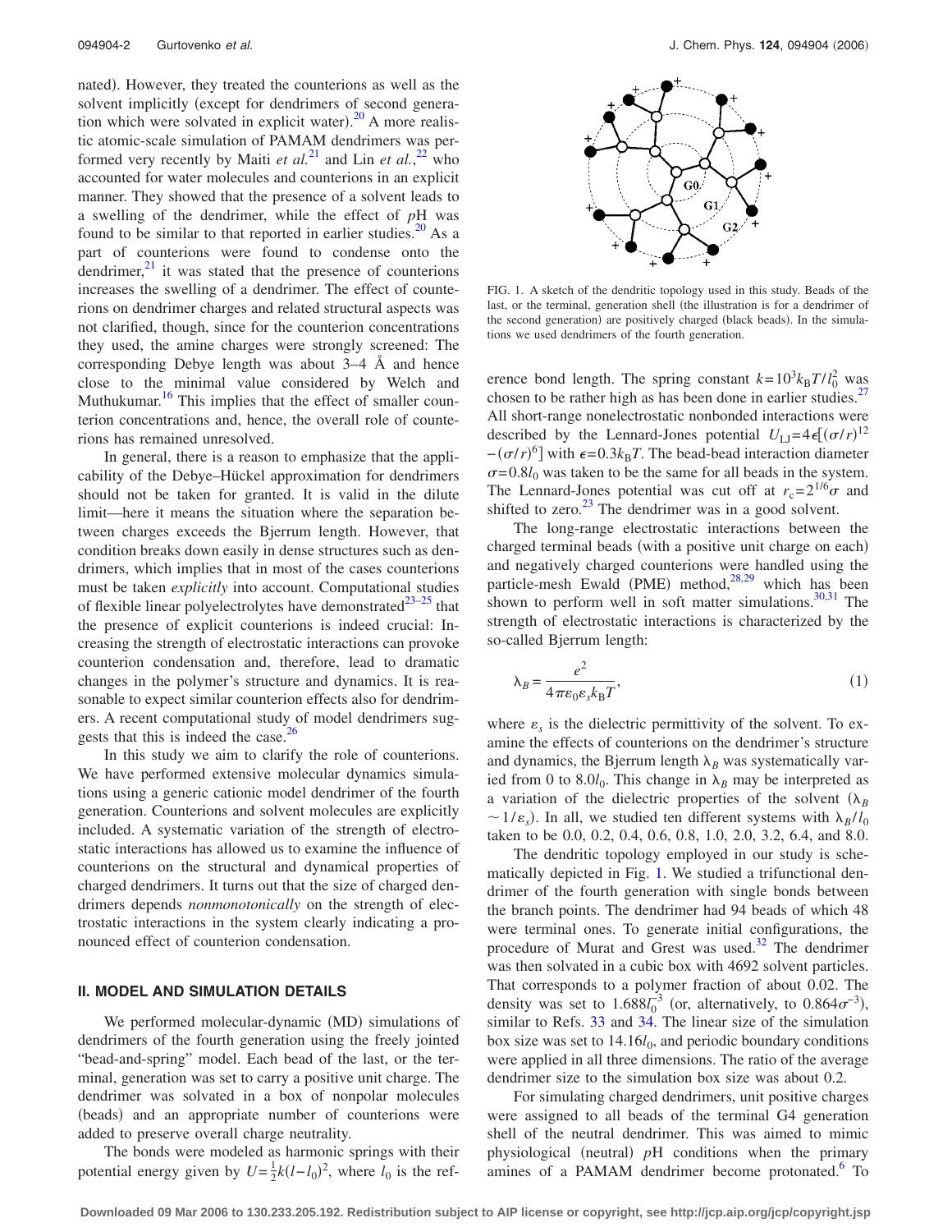nated). However, they treated the counterions as well as the solvent implicitly (except for dendrimers of second generation which were solvated in explicit water).[20] A more realistic atomic-scale simulation of PAMAM dendrimers was performed very recently by Maiti *et al.*[21] and Lin *et al.*,[22] who accounted for water molecules and counterions in an explicit manner. They showed that the presence of a solvent leads to a swelling of the dendrimer, while the effect of *p*H was found to be similar to that reported in earlier studies.[20] As a part of counterions were found to condense onto the dendrimer,[21] it was stated that the presence of counterions increases the swelling of a dendrimer. The effect of counterions on dendrimer charges and related structural aspects was not clarified, though, since for the counterion concentrations they used, the amine charges were strongly screened: The corresponding Debye length was about 3–4 Å and hence close to the minimal value considered by Welch and Muthukumar.[16] This implies that the effect of smaller counterion concentrations and, hence, the overall role of counterions has remained unresolved.

In general, there is a reason to emphasize that the applicability of the Debye–Hückel approximation for dendrimers should not be taken for granted. It is valid in the dilute limit—here it means the situation where the separation between charges exceeds the Bjerrum length. However, that condition breaks down easily in dense structures such as dendrimers, which implies that in most of the cases counterions must be taken *explicitly* into account. Computational studies of flexible linear polyelectrolytes have demonstrated[23–25] that the presence of explicit counterions is indeed crucial: Increasing the strength of electrostatic interactions can provoke counterion condensation and, therefore, lead to dramatic changes in the polymer's structure and dynamics. It is reasonable to expect similar counterion effects also for dendrimers. A recent computational study of model dendrimers suggests that this is indeed the case.[26]

In this study we aim to clarify the role of counterions. We have performed extensive molecular dynamics simulations using a generic cationic model dendrimer of the fourth generation. Counterions and solvent molecules are explicitly included. A systematic variation of the strength of electrostatic interactions has allowed us to examine the influence of counterions on the structural and dynamical properties of charged dendrimers. It turns out that the size of charged dendrimers depends *nonmonotonically* on the strength of electrostatic interactions in the system clearly indicating a pronounced effect of counterion condensation.

## II. MODEL AND SIMULATION DETAILS

We performed molecular-dynamic (MD) simulations of dendrimers of the fourth generation using the freely jointed "bead-and-spring" model. Each bead of the last, or the terminal, generation was set to carry a positive unit charge. The dendrimer was solvated in a box of nonpolar molecules (beads) and an appropriate number of counterions were added to preserve overall charge neutrality.

The bonds were modeled as harmonic springs with their potential energy given by $U=\frac{1}{2}k(l-l_0)^2$, where $l_0$ is the reference bond length. The spring constant $k=10^3 k_B T/l_0^2$ was chosen to be rather high as has been done in earlier studies.[27] All short-range nonelectrostatic nonbonded interactions were described by the Lennard-Jones potential $U_{LJ}=4\epsilon[(\sigma/r)^{12}-(\sigma/r)^6]$ with $\epsilon=0.3k_B T$. The bead-bead interaction diameter $\sigma=0.8l_0$ was taken to be the same for all beads in the system. The Lennard-Jones potential was cut off at $r_c=2^{1/6}\sigma$ and shifted to zero.[23] The dendrimer was in a good solvent.

FIG. 1. A sketch of the dendritic topology used in this study. Beads of the last, or the terminal, generation shell (the illustration is for a dendrimer of the second generation) are positively charged (black beads). In the simulations we used dendrimers of the fourth generation.

The long-range electrostatic interactions between the charged terminal beads (with a positive unit charge on each) and negatively charged counterions were handled using the particle-mesh Ewald (PME) method,[28,29] which has been shown to perform well in soft matter simulations.[30,31] The strength of electrostatic interactions is characterized by the so-called Bjerrum length:

$$\lambda_B = \frac{e^2}{4\pi\varepsilon_0\varepsilon_s k_B T}, \tag{1}$$

where $\varepsilon_s$ is the dielectric permittivity of the solvent. To examine the effects of counterions on the dendrimer's structure and dynamics, the Bjerrum length $\lambda_B$ was systematically varied from 0 to $8.0l_0$. This change in $\lambda_B$ may be interpreted as a variation of the dielectric properties of the solvent ($\lambda_B \sim 1/\varepsilon_s$). In all, we studied ten different systems with $\lambda_B/l_0$ taken to be 0.0, 0.2, 0.4, 0.6, 0.8, 1.0, 2.0, 3.2, 6.4, and 8.0.

The dendritic topology employed in our study is schematically depicted in Fig. 1. We studied a trifunctional dendrimer of the fourth generation with single bonds between the branch points. The dendrimer had 94 beads of which 48 were terminal ones. To generate initial configurations, the procedure of Murat and Grest was used.[32] The dendrimer was then solvated in a cubic box with 4692 solvent particles. That corresponds to a polymer fraction of about 0.02. The density was set to $1.688l_0^{-3}$ (or, alternatively, to $0.864\sigma^{-3}$), similar to Refs. 33 and 34. The linear size of the simulation box size was set to $14.16l_0$, and periodic boundary conditions were applied in all three dimensions. The ratio of the average dendrimer size to the simulation box size was about 0.2.

For simulating charged dendrimers, unit positive charges were assigned to all beads of the terminal G4 generation shell of the neutral dendrimer. This was aimed to mimic physiological (neutral) *p*H conditions when the primary amines of a PAMAM dendrimer become protonated.[6] To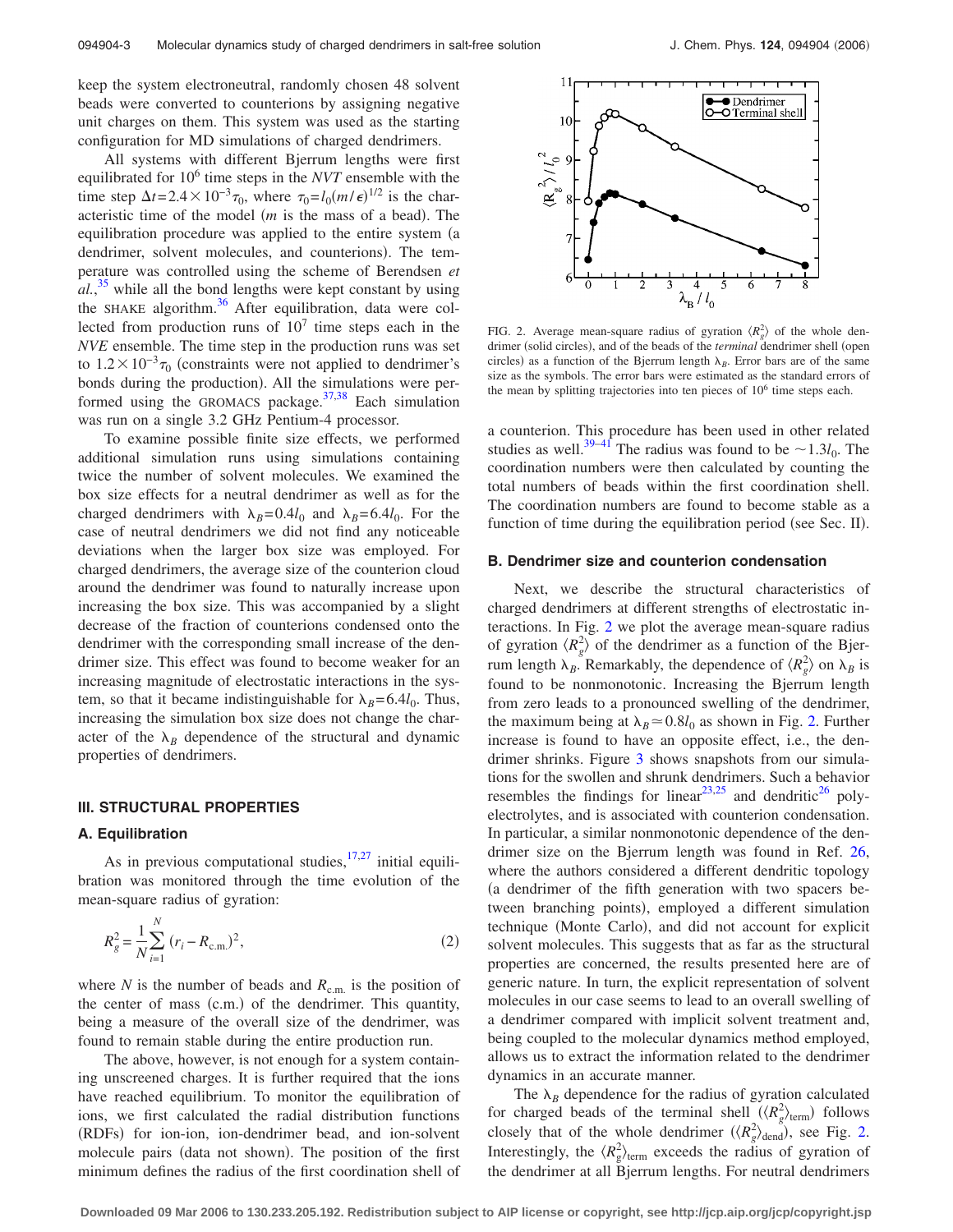keep the system electroneutral, randomly chosen 48 solvent beads were converted to counterions by assigning negative unit charges on them. This system was used as the starting configuration for MD simulations of charged dendrimers.

All systems with different Bjerrum lengths were first equilibrated for $10^6$ time steps in the *NVT* ensemble with the time step $\Delta t = 2.4 \times 10^{-3}\tau_0$, where $\tau_0 = l_0(m/\epsilon)^{1/2}$ is the characteristic time of the model ($m$ is the mass of a bead). The equilibration procedure was applied to the entire system (a dendrimer, solvent molecules, and counterions). The temperature was controlled using the scheme of Berendsen *et al.*,[35] while all the bond lengths were kept constant by using the SHAKE algorithm.[36] After equilibration, data were collected from production runs of $10^7$ time steps each in the *NVE* ensemble. The time step in the production runs was set to $1.2 \times 10^{-3}\tau_0$ (constraints were not applied to dendrimer's bonds during the production). All the simulations were performed using the GROMACS package.[37,38] Each simulation was run on a single 3.2 GHz Pentium-4 processor.

To examine possible finite size effects, we performed additional simulation runs using simulations containing twice the number of solvent molecules. We examined the box size effects for a neutral dendrimer as well as for the charged dendrimers with $\lambda_B = 0.4l_0$ and $\lambda_B = 6.4l_0$. For the case of neutral dendrimers we did not find any noticeable deviations when the larger box size was employed. For charged dendrimers, the average size of the counterion cloud around the dendrimer was found to naturally increase upon increasing the box size. This was accompanied by a slight decrease of the fraction of counterions condensed onto the dendrimer with the corresponding small increase of the dendrimer size. This effect was found to become weaker for an increasing magnitude of electrostatic interactions in the system, so that it became indistinguishable for $\lambda_B = 6.4l_0$. Thus, increasing the simulation box size does not change the character of the $\lambda_B$ dependence of the structural and dynamic properties of dendrimers.

## III. STRUCTURAL PROPERTIES

### A. Equilibration

As in previous computational studies,[17,27] initial equilibration was monitored through the time evolution of the mean-square radius of gyration:

$$R_g^2 = \frac{1}{N}\sum_{i=1}^{N}(r_i - R_{\mathrm{c.m.}})^2, \tag{2}$$

where $N$ is the number of beads and $R_{\mathrm{c.m.}}$ is the position of the center of mass (c.m.) of the dendrimer. This quantity, being a measure of the overall size of the dendrimer, was found to remain stable during the entire production run.

The above, however, is not enough for a system containing unscreened charges. It is further required that the ions have reached equilibrium. To monitor the equilibration of ions, we first calculated the radial distribution functions (RDFs) for ion-ion, ion-dendrimer bead, and ion-solvent molecule pairs (data not shown). The position of the first minimum defines the radius of the first coordination shell of a counterion. This procedure has been used in other related studies as well.[39–41] The radius was found to be $\sim 1.3l_0$. The coordination numbers were then calculated by counting the total numbers of beads within the first coordination shell. The coordination numbers are found to become stable as a function of time during the equilibration period (see Sec. II).

FIG. 2. Average mean-square radius of gyration $\langle R_g^2\rangle$ of the whole dendrimer (solid circles), and of the beads of the *terminal* dendrimer shell (open circles) as a function of the Bjerrum length $\lambda_B$. Error bars are of the same size as the symbols. The error bars were estimated as the standard errors of the mean by splitting trajectories into ten pieces of $10^6$ time steps each.

### B. Dendrimer size and counterion condensation

Next, we describe the structural characteristics of charged dendrimers at different strengths of electrostatic interactions. In Fig. 2 we plot the average mean-square radius of gyration $\langle R_g^2\rangle$ of the dendrimer as a function of the Bjerrum length $\lambda_B$. Remarkably, the dependence of $\langle R_g^2\rangle$ on $\lambda_B$ is found to be nonmonotonic. Increasing the Bjerrum length from zero leads to a pronounced swelling of the dendrimer, the maximum being at $\lambda_B \simeq 0.8l_0$ as shown in Fig. 2. Further increase is found to have an opposite effect, i.e., the dendrimer shrinks. Figure 3 shows snapshots from our simulations for the swollen and shrunk dendrimers. Such a behavior resembles the findings for linear[23,25] and dendritic[26] polyelectrolytes, and is associated with counterion condensation. In particular, a similar nonmonotonic dependence of the dendrimer size on the Bjerrum length was found in Ref. 26, where the authors considered a different dendritic topology (a dendrimer of the fifth generation with two spacers between branching points), employed a different simulation technique (Monte Carlo), and did not account for explicit solvent molecules. This suggests that as far as the structural properties are concerned, the results presented here are of generic nature. In turn, the explicit representation of solvent molecules in our case seems to lead to an overall swelling of a dendrimer compared with implicit solvent treatment and, being coupled to the molecular dynamics method employed, allows us to extract the information related to the dendrimer dynamics in an accurate manner.

The $\lambda_B$ dependence for the radius of gyration calculated for charged beads of the terminal shell ($\langle R_g^2\rangle_{\mathrm{term}}$) follows closely that of the whole dendrimer ($\langle R_g^2\rangle_{\mathrm{dend}}$), see Fig. 2. Interestingly, the $\langle R_g^2\rangle_{\mathrm{term}}$ exceeds the radius of gyration of the dendrimer at all Bjerrum lengths. For neutral dendrimers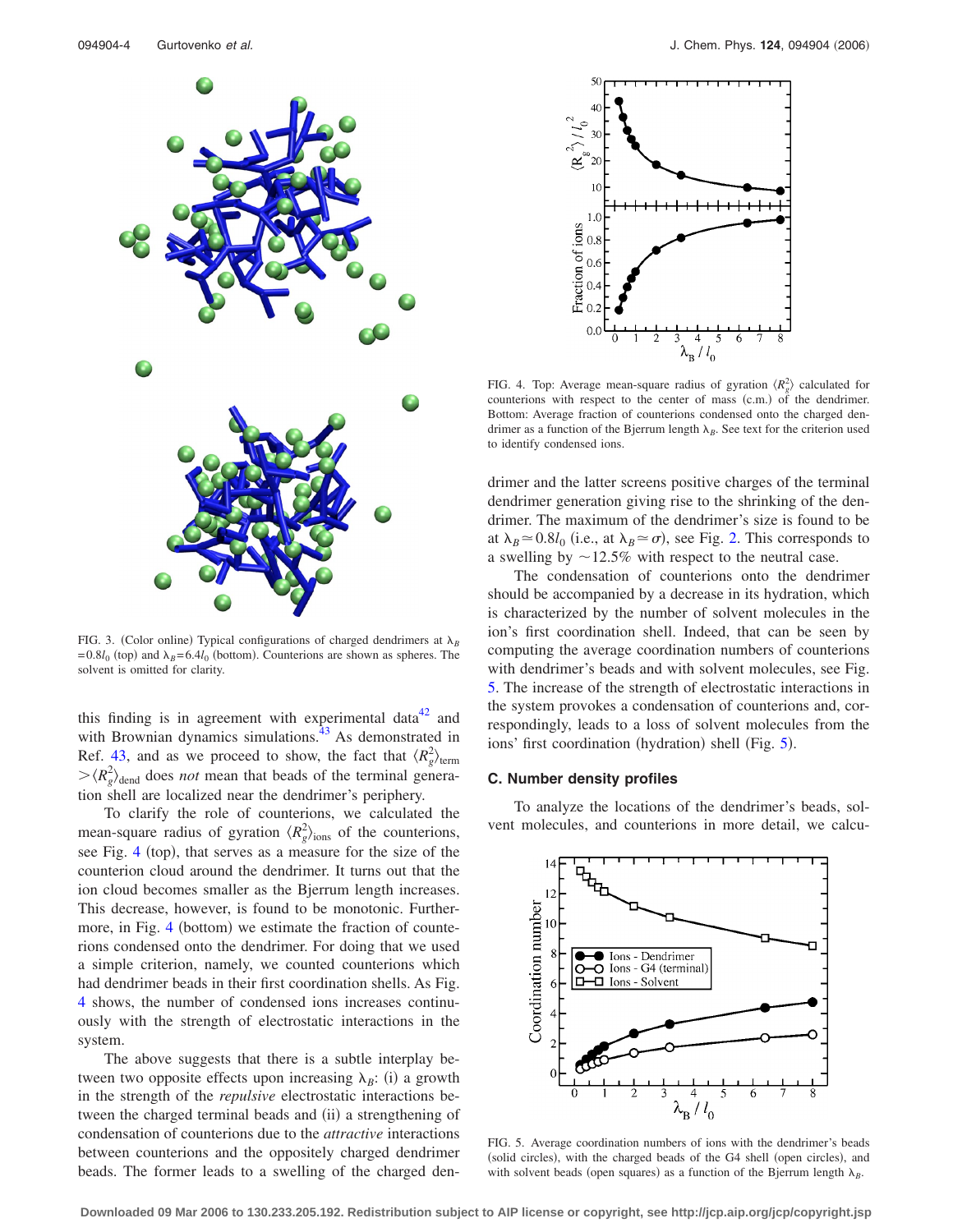FIG. 3. (Color online) Typical configurations of charged dendrimers at $\lambda_B = 0.8 l_0$ (top) and $\lambda_B = 6.4 l_0$ (bottom). Counterions are shown as spheres. The solvent is omitted for clarity.

this finding is in agreement with experimental data[42] and with Brownian dynamics simulations.[43] As demonstrated in Ref. 43, and as we proceed to show, the fact that $\langle R_g^2 \rangle_{\text{term}} > \langle R_g^2 \rangle_{\text{dend}}$ does *not* mean that beads of the terminal generation shell are localized near the dendrimer's periphery.

To clarify the role of counterions, we calculated the mean-square radius of gyration $\langle R_g^2 \rangle_{\text{ions}}$ of the counterions, see Fig. 4 (top), that serves as a measure for the size of the counterion cloud around the dendrimer. It turns out that the ion cloud becomes smaller as the Bjerrum length increases. This decrease, however, is found to be monotonic. Furthermore, in Fig. 4 (bottom) we estimate the fraction of counterions condensed onto the dendrimer. For doing that we used a simple criterion, namely, we counted counterions which had dendrimer beads in their first coordination shells. As Fig. 4 shows, the number of condensed ions increases continuously with the strength of electrostatic interactions in the system.

The above suggests that there is a subtle interplay between two opposite effects upon increasing $\lambda_B$: (i) a growth in the strength of the *repulsive* electrostatic interactions between the charged terminal beads and (ii) a strengthening of condensation of counterions due to the *attractive* interactions between counterions and the oppositely charged dendrimer beads. The former leads to a swelling of the charged dendrimer and the latter screens positive charges of the terminal dendrimer generation giving rise to the shrinking of the dendrimer. The maximum of the dendrimer's size is found to be at $\lambda_B \simeq 0.8 l_0$ (i.e., at $\lambda_B \simeq \sigma$), see Fig. 2. This corresponds to a swelling by $\sim 12.5\%$ with respect to the neutral case.

FIG. 4. Top: Average mean-square radius of gyration $\langle R_g^2 \rangle$ calculated for counterions with respect to the center of mass (c.m.) of the dendrimer. Bottom: Average fraction of counterions condensed onto the charged dendrimer as a function of the Bjerrum length $\lambda_B$. See text for the criterion used to identify condensed ions.

The condensation of counterions onto the dendrimer should be accompanied by a decrease in its hydration, which is characterized by the number of solvent molecules in the ion's first coordination shell. Indeed, that can be seen by computing the average coordination numbers of counterions with dendrimer's beads and with solvent molecules, see Fig. 5. The increase of the strength of electrostatic interactions in the system provokes a condensation of counterions and, correspondingly, leads to a loss of solvent molecules from the ions' first coordination (hydration) shell (Fig. 5).

### C. Number density profiles

To analyze the locations of the dendrimer's beads, solvent molecules, and counterions in more detail, we calcu-

FIG. 5. Average coordination numbers of ions with the dendrimer's beads (solid circles), with the charged beads of the G4 shell (open circles), and with solvent beads (open squares) as a function of the Bjerrum length $\lambda_B$.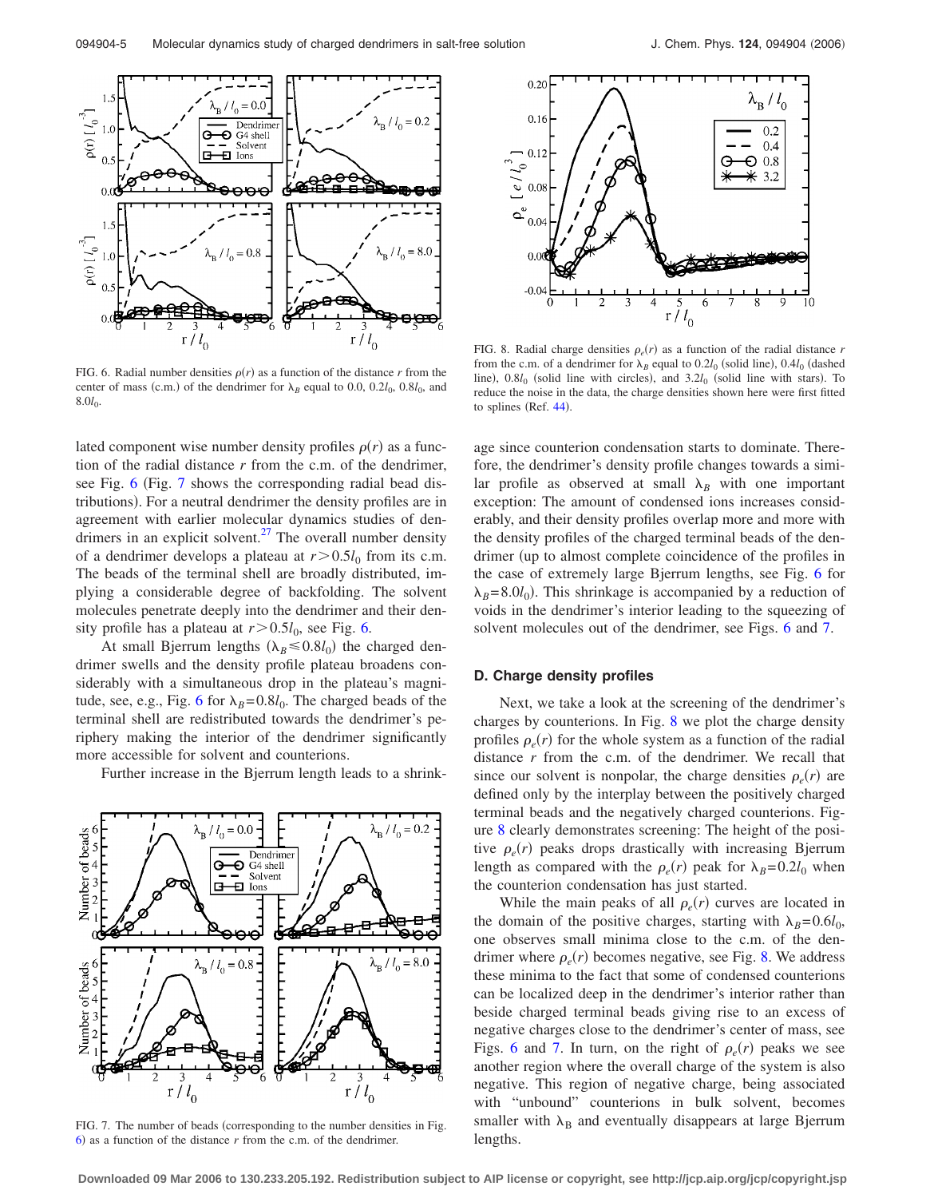FIG. 6. Radial number densities $\rho(r)$ as a function of the distance $r$ from the center of mass (c.m.) of the dendrimer for $\lambda_B$ equal to 0.0, $0.2l_0$, $0.8l_0$, and $8.0l_0$.

FIG. 8. Radial charge densities $\rho_e(r)$ as a function of the radial distance $r$ from the c.m. of a dendrimer for $\lambda_B$ equal to $0.2l_0$ (solid line), $0.4l_0$ (dashed line), $0.8l_0$ (solid line with circles), and $3.2l_0$ (solid line with stars). To reduce the noise in the data, the charge densities shown here were first fitted to splines (Ref. 44).

lated component wise number density profiles $\rho(r)$ as a function of the radial distance $r$ from the c.m. of the dendrimer, see Fig. 6 (Fig. 7 shows the corresponding radial bead distributions). For a neutral dendrimer the density profiles are in agreement with earlier molecular dynamics studies of dendrimers in an explicit solvent.[27] The overall number density of a dendrimer develops a plateau at $r > 0.5l_0$ from its c.m. The beads of the terminal shell are broadly distributed, implying a considerable degree of backfolding. The solvent molecules penetrate deeply into the dendrimer and their density profile has a plateau at $r > 0.5l_0$, see Fig. 6.

At small Bjerrum lengths ($\lambda_B \leqslant 0.8l_0$) the charged dendrimer swells and the density profile plateau broadens considerably with a simultaneous drop in the plateau's magnitude, see, e.g., Fig. 6 for $\lambda_B = 0.8l_0$. The charged beads of the terminal shell are redistributed towards the dendrimer's periphery making the interior of the dendrimer significantly more accessible for solvent and counterions.

Further increase in the Bjerrum length leads to a shrinkage since counterion condensation starts to dominate. Therefore, the dendrimer's density profile changes towards a similar profile as observed at small $\lambda_B$ with one important exception: The amount of condensed ions increases considerably, and their density profiles overlap more and more with the density profiles of the charged terminal beads of the dendrimer (up to almost complete coincidence of the profiles in the case of extremely large Bjerrum lengths, see Fig. 6 for $\lambda_B = 8.0l_0$). This shrinkage is accompanied by a reduction of voids in the dendrimer's interior leading to the squeezing of solvent molecules out of the dendrimer, see Figs. 6 and 7.

FIG. 7. The number of beads (corresponding to the number densities in Fig. 6) as a function of the distance $r$ from the c.m. of the dendrimer.

### D. Charge density profiles

Next, we take a look at the screening of the dendrimer's charges by counterions. In Fig. 8 we plot the charge density profiles $\rho_e(r)$ for the whole system as a function of the radial distance $r$ from the c.m. of the dendrimer. We recall that since our solvent is nonpolar, the charge densities $\rho_e(r)$ are defined only by the interplay between the positively charged terminal beads and the negatively charged counterions. Figure 8 clearly demonstrates screening: The height of the positive $\rho_e(r)$ peaks drops drastically with increasing Bjerrum length as compared with the $\rho_e(r)$ peak for $\lambda_B = 0.2l_0$ when the counterion condensation has just started.

While the main peaks of all $\rho_e(r)$ curves are located in the domain of the positive charges, starting with $\lambda_B = 0.6l_0$, one observes small minima close to the c.m. of the dendrimer where $\rho_e(r)$ becomes negative, see Fig. 8. We address these minima to the fact that some of condensed counterions can be localized deep in the dendrimer's interior rather than beside charged terminal beads giving rise to an excess of negative charges close to the dendrimer's center of mass, see Figs. 6 and 7. In turn, on the right of $\rho_e(r)$ peaks we see another region where the overall charge of the system is also negative. This region of negative charge, being associated with "unbound" counterions in bulk solvent, becomes smaller with $\lambda_B$ and eventually disappears at large Bjerrum lengths.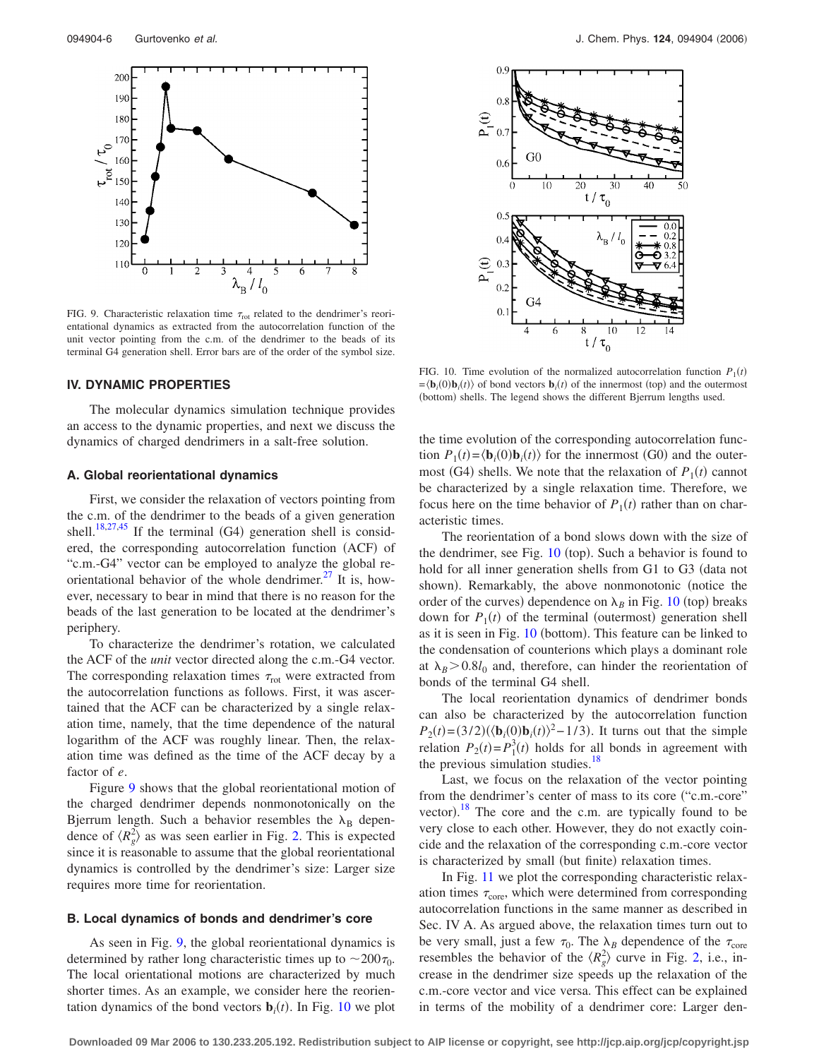FIG. 9. Characteristic relaxation time $\tau_{rot}$ related to the dendrimer's reorientational dynamics as extracted from the autocorrelation function of the unit vector pointing from the c.m. of the dendrimer to the beads of its terminal G4 generation shell. Error bars are of the order of the symbol size.

## IV. DYNAMIC PROPERTIES

The molecular dynamics simulation technique provides an access to the dynamic properties, and next we discuss the dynamics of charged dendrimers in a salt-free solution.

### A. Global reorientational dynamics

First, we consider the relaxation of vectors pointing from the c.m. of the dendrimer to the beads of a given generation shell.[18,27,45] If the terminal (G4) generation shell is considered, the corresponding autocorrelation function (ACF) of "c.m.-G4" vector can be employed to analyze the global reorientational behavior of the whole dendrimer.[27] It is, however, necessary to bear in mind that there is no reason for the beads of the last generation to be located at the dendrimer's periphery.

To characterize the dendrimer's rotation, we calculated the ACF of the *unit* vector directed along the c.m.-G4 vector. The corresponding relaxation times $\tau_{rot}$ were extracted from the autocorrelation functions as follows. First, it was ascertained that the ACF can be characterized by a single relaxation time, namely, that the time dependence of the natural logarithm of the ACF was roughly linear. Then, the relaxation time was defined as the time of the ACF decay by a factor of $e$.

Figure 9 shows that the global reorientational motion of the charged dendrimer depends nonmonotonically on the Bjerrum length. Such a behavior resembles the $\lambda_B$ dependence of $\langle R_g^2 \rangle$ as was seen earlier in Fig. 2. This is expected since it is reasonable to assume that the global reorientational dynamics is controlled by the dendrimer's size: Larger size requires more time for reorientation.

### B. Local dynamics of bonds and dendrimer's core

As seen in Fig. 9, the global reorientational dynamics is determined by rather long characteristic times up to $\sim 200\tau_0$. The local orientational motions are characterized by much shorter times. As an example, we consider here the reorientation dynamics of the bond vectors $\mathbf{b}_i(t)$. In Fig. 10 we plot the time evolution of the corresponding autocorrelation function $P_1(t) = \langle \mathbf{b}_i(0)\mathbf{b}_i(t) \rangle$ for the innermost (G0) and the outermost (G4) shells. We note that the relaxation of $P_1(t)$ cannot be characterized by a single relaxation time. Therefore, we focus here on the time behavior of $P_1(t)$ rather than on characteristic times.

FIG. 10. Time evolution of the normalized autocorrelation function $P_1(t) = \langle \mathbf{b}_i(0)\mathbf{b}_i(t) \rangle$ of bond vectors $\mathbf{b}_i(t)$ of the innermost (top) and the outermost (bottom) shells. The legend shows the different Bjerrum lengths used.

The reorientation of a bond slows down with the size of the dendrimer, see Fig. 10 (top). Such a behavior is found to hold for all inner generation shells from G1 to G3 (data not shown). Remarkably, the above nonmonotonic (notice the order of the curves) dependence on $\lambda_B$ in Fig. 10 (top) breaks down for $P_1(t)$ of the terminal (outermost) generation shell as it is seen in Fig. 10 (bottom). This feature can be linked to the condensation of counterions which plays a dominant role at $\lambda_B > 0.8 l_0$ and, therefore, can hinder the reorientation of bonds of the terminal G4 shell.

The local reorientation dynamics of dendrimer bonds can also be characterized by the autocorrelation function $P_2(t) = (3/2)(\langle \mathbf{b}_i(0)\mathbf{b}_i(t) \rangle^2 - 1/3)$. It turns out that the simple relation $P_2(t) = P_1^3(t)$ holds for all bonds in agreement with the previous simulation studies.[18]

Last, we focus on the relaxation of the vector pointing from the dendrimer's center of mass to its core ("c.m.-core" vector).[18] The core and the c.m. are typically found to be very close to each other. However, they do not exactly coincide and the relaxation of the corresponding c.m.-core vector is characterized by small (but finite) relaxation times.

In Fig. 11 we plot the corresponding characteristic relaxation times $\tau_{core}$, which were determined from corresponding autocorrelation functions in the same manner as described in Sec. IV A. As argued above, the relaxation times turn out to be very small, just a few $\tau_0$. The $\lambda_B$ dependence of the $\tau_{core}$ resembles the behavior of the $\langle R_g^2 \rangle$ curve in Fig. 2, i.e., increase in the dendrimer size speeds up the relaxation of the c.m.-core vector and vice versa. This effect can be explained in terms of the mobility of a dendrimer core: Larger den-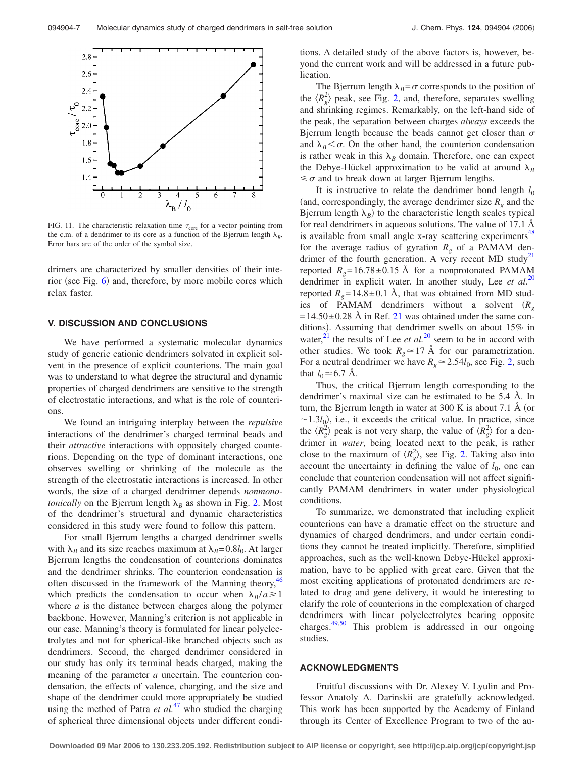FIG. 11. The characteristic relaxation time $\tau_{core}$ for a vector pointing from the c.m. of a dendrimer to its core as a function of the Bjerrum length $\lambda_B$. Error bars are of the order of the symbol size.

drimers are characterized by smaller densities of their interior (see Fig. 6) and, therefore, by more mobile cores which relax faster.

## V. DISCUSSION AND CONCLUSIONS

We have performed a systematic molecular dynamics study of generic cationic dendrimers solvated in explicit solvent in the presence of explicit counterions. The main goal was to understand to what degree the structural and dynamic properties of charged dendrimers are sensitive to the strength of electrostatic interactions, and what is the role of counterions.

We found an intriguing interplay between the *repulsive* interactions of the dendrimer's charged terminal beads and their *attractive* interactions with oppositely charged counterions. Depending on the type of dominant interactions, one observes swelling or shrinking of the molecule as the strength of the electrostatic interactions is increased. In other words, the size of a charged dendrimer depends *nonmonotonically* on the Bjerrum length $\lambda_B$ as shown in Fig. 2. Most of the dendrimer's structural and dynamic characteristics considered in this study were found to follow this pattern.

For small Bjerrum lengths a charged dendrimer swells with $\lambda_B$ and its size reaches maximum at $\lambda_B = 0.8 l_0$. At larger Bjerrum lengths the condensation of counterions dominates and the dendrimer shrinks. The counterion condensation is often discussed in the framework of the Manning theory,[46] which predicts the condensation to occur when $\lambda_B / a \geqslant 1$ where $a$ is the distance between charges along the polymer backbone. However, Manning's criterion is not applicable in our case. Manning's theory is formulated for linear polyelectrolytes and not for spherical-like branched objects such as dendrimers. Second, the charged dendrimer considered in our study has only its terminal beads charged, making the meaning of the parameter $a$ uncertain. The counterion condensation, the effects of valence, charging, and the size and shape of the dendrimer could more appropriately be studied using the method of Patra *et al.*[47] who studied the charging of spherical three dimensional objects under different conditions. A detailed study of the above factors is, however, beyond the current work and will be addressed in a future publication.

The Bjerrum length $\lambda_B = \sigma$ corresponds to the position of the $\langle R_g^2 \rangle$ peak, see Fig. 2, and, therefore, separates swelling and shrinking regimes. Remarkably, on the left-hand side of the peak, the separation between charges *always* exceeds the Bjerrum length because the beads cannot get closer than $\sigma$ and $\lambda_B < \sigma$. On the other hand, the counterion condensation is rather weak in this $\lambda_B$ domain. Therefore, one can expect the Debye-Hückel approximation to be valid at around $\lambda_B \leqslant \sigma$ and to break down at larger Bjerrum lengths.

It is instructive to relate the dendrimer bond length $l_0$ (and, correspondingly, the average dendrimer size $R_g$ and the Bjerrum length $\lambda_B$) to the characteristic length scales typical for real dendrimers in aqueous solutions. The value of 17.1 Å is available from small angle x-ray scattering experiments[48] for the average radius of gyration $R_g$ of a PAMAM dendrimer of the fourth generation. A very recent MD study[21] reported $R_g = 16.78 \pm 0.15$ Å for a nonprotonated PAMAM dendrimer in explicit water. In another study, Lee *et al.*[20] reported $R_g = 14.8 \pm 0.1$ Å, that was obtained from MD studies of PAMAM dendrimers without a solvent ($R_g = 14.50 \pm 0.28$ Å in Ref. 21 was obtained under the same conditions). Assuming that dendrimer swells on about 15% in water,[21] the results of Lee *et al.*[20] seem to be in accord with other studies. We took $R_g \simeq 17$ Å for our parametrization. For a neutral dendrimer we have $R_g \simeq 2.54 l_0$, see Fig. 2, such that $l_0 \simeq 6.7$ Å.

Thus, the critical Bjerrum length corresponding to the dendrimer's maximal size can be estimated to be 5.4 Å. In turn, the Bjerrum length in water at 300 K is about 7.1 Å (or $\sim 1.3 l_0$), i.e., it exceeds the critical value. In practice, since the $\langle R_g^2 \rangle$ peak is not very sharp, the value of $\langle R_g^2 \rangle$ for a dendrimer in *water*, being located next to the peak, is rather close to the maximum of $\langle R_g^2 \rangle$, see Fig. 2. Taking also into account the uncertainty in defining the value of $l_0$, one can conclude that counterion condensation will not affect significantly PAMAM dendrimers in water under physiological conditions.

To summarize, we demonstrated that including explicit counterions can have a dramatic effect on the structure and dynamics of charged dendrimers, and under certain conditions they cannot be treated implicitly. Therefore, simplified approaches, such as the well-known Debye-Hückel approximation, have to be applied with great care. Given that the most exciting applications of protonated dendrimers are related to drug and gene delivery, it would be interesting to clarify the role of counterions in the complexation of charged dendrimers with linear polyelectrolytes bearing opposite charges.[49,50] This problem is addressed in our ongoing studies.

## ACKNOWLEDGMENTS

Fruitful discussions with Dr. Alexey V. Lyulin and Professor Anatoly A. Darinskii are gratefully acknowledged. This work has been supported by the Academy of Finland through its Center of Excellence Program to two of the au-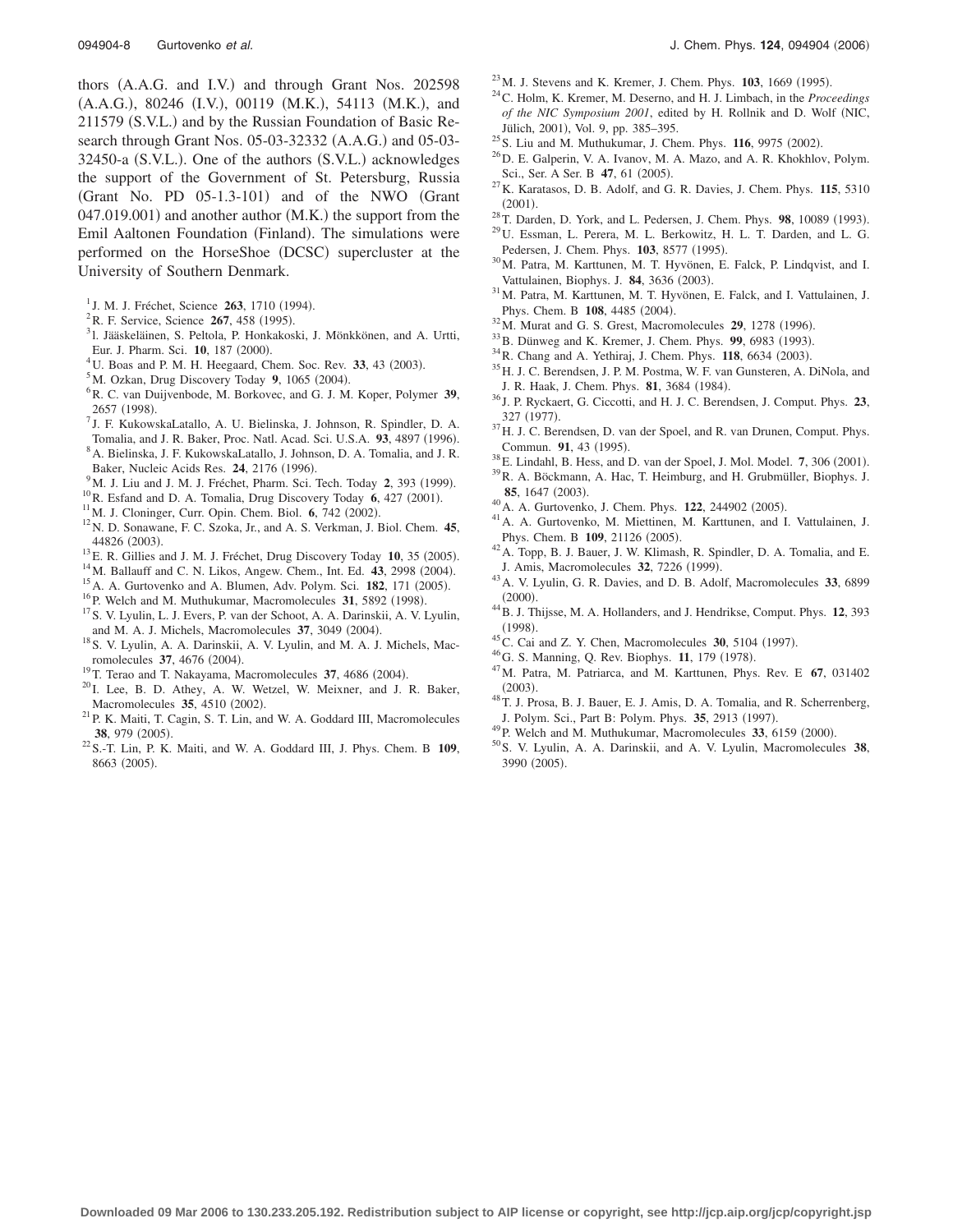thors (A.A.G. and I.V.) and through Grant Nos. 202598 (A.A.G.), 80246 (I.V.), 00119 (M.K.), 54113 (M.K.), and 211579 (S.V.L.) and by the Russian Foundation of Basic Research through Grant Nos. 05-03-32332 (A.A.G.) and 05-03-32450-a (S.V.L.). One of the authors (S.V.L.) acknowledges the support of the Government of St. Petersburg, Russia (Grant No. PD 05-1.3-101) and of the NWO (Grant 047.019.001) and another author (M.K.) the support from the Emil Aaltonen Foundation (Finland). The simulations were performed on the HorseShoe (DCSC) supercluster at the University of Southern Denmark.

[1] J. M. J. Fréchet, Science **263**, 1710 (1994).
[2] R. F. Service, Science **267**, 458 (1995).
[3] I. Jääskeläinen, S. Peltola, P. Honkakoski, J. Mönkkönen, and A. Urtti, Eur. J. Pharm. Sci. **10**, 187 (2000).
[4] U. Boas and P. M. H. Heegaard, Chem. Soc. Rev. **33**, 43 (2003).
[5] M. Ozkan, Drug Discovery Today **9**, 1065 (2004).
[6] R. C. van Duijvenbode, M. Borkovec, and G. J. M. Koper, Polymer **39**, 2657 (1998).
[7] J. F. KukowskaLatallo, A. U. Bielinska, J. Johnson, R. Spindler, D. A. Tomalia, and J. R. Baker, Proc. Natl. Acad. Sci. U.S.A. **93**, 4897 (1996).
[8] A. Bielinska, J. F. KukowskaLatallo, J. Johnson, D. A. Tomalia, and J. R. Baker, Nucleic Acids Res. **24**, 2176 (1996).
[9] M. J. Liu and J. M. J. Fréchet, Pharm. Sci. Tech. Today **2**, 393 (1999).
[10] R. Esfand and D. A. Tomalia, Drug Discovery Today **6**, 427 (2001).
[11] M. J. Cloninger, Curr. Opin. Chem. Biol. **6**, 742 (2002).
[12] N. D. Sonawane, F. C. Szoka, Jr., and A. S. Verkman, J. Biol. Chem. **45**, 44826 (2003).
[13] E. R. Gillies and J. M. J. Fréchet, Drug Discovery Today **10**, 35 (2005).
[14] M. Ballauff and C. N. Likos, Angew. Chem., Int. Ed. **43**, 2998 (2004).
[15] A. A. Gurtovenko and A. Blumen, Adv. Polym. Sci. **182**, 171 (2005).
[16] P. Welch and M. Muthukumar, Macromolecules **31**, 5892 (1998).
[17] S. V. Lyulin, L. J. Evers, P. van der Schoot, A. A. Darinskii, A. V. Lyulin, and M. A. J. Michels, Macromolecules **37**, 3049 (2004).
[18] S. V. Lyulin, A. A. Darinskii, A. V. Lyulin, and M. A. J. Michels, Macromolecules **37**, 4676 (2004).
[19] T. Terao and T. Nakayama, Macromolecules **37**, 4686 (2004).
[20] I. Lee, B. D. Athey, A. W. Wetzel, W. Meixner, and J. R. Baker, Macromolecules **35**, 4510 (2002).
[21] P. K. Maiti, T. Cagin, S. T. Lin, and W. A. Goddard III, Macromolecules **38**, 979 (2005).
[22] S.-T. Lin, P. K. Maiti, and W. A. Goddard III, J. Phys. Chem. B **109**, 8663 (2005).
[23] M. J. Stevens and K. Kremer, J. Chem. Phys. **103**, 1669 (1995).
[24] C. Holm, K. Kremer, M. Deserno, and H. J. Limbach, in the *Proceedings of the NIC Symposium 2001*, edited by H. Rollnik and D. Wolf (NIC, Jülich, 2001), Vol. 9, pp. 385–395.
[25] S. Liu and M. Muthukumar, J. Chem. Phys. **116**, 9975 (2002).
[26] D. E. Galperin, V. A. Ivanov, M. A. Mazo, and A. R. Khokhlov, Polym. Sci., Ser. A Ser. B **47**, 61 (2005).
[27] K. Karatasos, D. B. Adolf, and G. R. Davies, J. Chem. Phys. **115**, 5310 (2001).
[28] T. Darden, D. York, and L. Pedersen, J. Chem. Phys. **98**, 10089 (1993).
[29] U. Essman, L. Perera, M. L. Berkowitz, H. L. T. Darden, and L. G. Pedersen, J. Chem. Phys. **103**, 8577 (1995).
[30] M. Patra, M. Karttunen, M. T. Hyvönen, E. Falck, P. Lindqvist, and I. Vattulainen, Biophys. J. **84**, 3636 (2003).
[31] M. Patra, M. Karttunen, M. T. Hyvönen, E. Falck, and I. Vattulainen, J. Phys. Chem. B **108**, 4485 (2004).
[32] M. Murat and G. S. Grest, Macromolecules **29**, 1278 (1996).
[33] B. Dünweg and K. Kremer, J. Chem. Phys. **99**, 6983 (1993).
[34] R. Chang and A. Yethiraj, J. Chem. Phys. **118**, 6634 (2003).
[35] H. J. C. Berendsen, J. P. M. Postma, W. F. van Gunsteren, A. DiNola, and J. R. Haak, J. Chem. Phys. **81**, 3684 (1984).
[36] J. P. Ryckaert, G. Ciccotti, and H. J. C. Berendsen, J. Comput. Phys. **23**, 327 (1977).
[37] H. J. C. Berendsen, D. van der Spoel, and R. van Drunen, Comput. Phys. Commun. **91**, 43 (1995).
[38] E. Lindahl, B. Hess, and D. van der Spoel, J. Mol. Model. **7**, 306 (2001).
[39] R. A. Böckmann, A. Hac, T. Heimburg, and H. Grubmüller, Biophys. J. **85**, 1647 (2003).
[40] A. A. Gurtovenko, J. Chem. Phys. **122**, 244902 (2005).
[41] A. A. Gurtovenko, M. Miettinen, M. Karttunen, and I. Vattulainen, J. Phys. Chem. B **109**, 21126 (2005).
[42] A. Topp, B. J. Bauer, J. W. Klimash, R. Spindler, D. A. Tomalia, and E. J. Amis, Macromolecules **32**, 7226 (1999).
[43] A. V. Lyulin, G. R. Davies, and D. B. Adolf, Macromolecules **33**, 6899 (2000).
[44] B. J. Thijsse, M. A. Hollanders, and J. Hendrikse, Comput. Phys. **12**, 393 (1998).
[45] C. Cai and Z. Y. Chen, Macromolecules **30**, 5104 (1997).
[46] G. S. Manning, Q. Rev. Biophys. **11**, 179 (1978).
[47] M. Patra, M. Patriarca, and M. Karttunen, Phys. Rev. E **67**, 031402 (2003).
[48] T. J. Prosa, B. J. Bauer, E. J. Amis, D. A. Tomalia, and R. Scherrenberg, J. Polym. Sci., Part B: Polym. Phys. **35**, 2913 (1997).
[49] P. Welch and M. Muthukumar, Macromolecules **33**, 6159 (2000).
[50] S. V. Lyulin, A. A. Darinskii, and A. V. Lyulin, Macromolecules **38**, 3990 (2005).